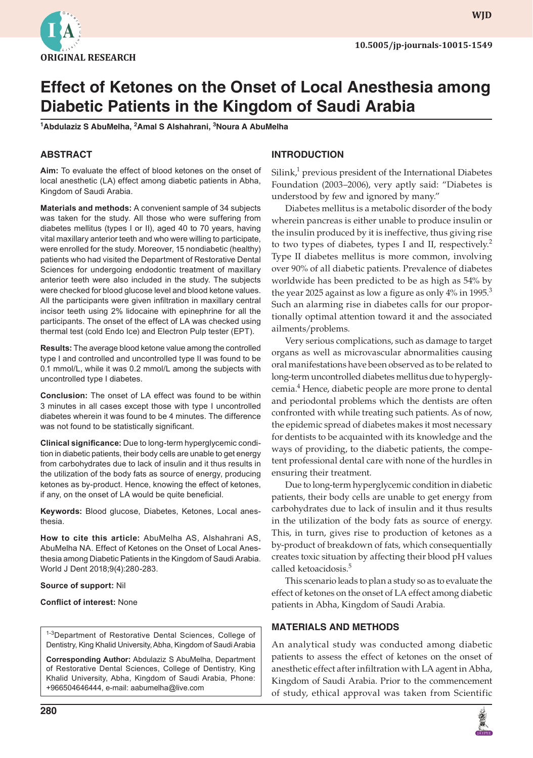ORIGINAL RESEARCH

# Effect of Ketones on the Onset of Local Anesthesia among Diabetic Patients in the Kingdom of Saudi Arabia

[1]Abdulaziz S AbuMelha, [2]Amal S Alshahrani, [3]Noura A AbuMelha

## ABSTRACT

**Aim:** To evaluate the effect of blood ketones on the onset of local anesthetic (LA) effect among diabetic patients in Abha, Kingdom of Saudi Arabia.

**Materials and methods:** A convenient sample of 34 subjects was taken for the study. All those who were suffering from diabetes mellitus (types I or II), aged 40 to 70 years, having vital maxillary anterior teeth and who were willing to participate, were enrolled for the study. Moreover, 15 nondiabetic (healthy) patients who had visited the Department of Restorative Dental Sciences for undergoing endodontic treatment of maxillary anterior teeth were also included in the study. The subjects were checked for blood glucose level and blood ketone values. All the participants were given infiltration in maxillary central incisor teeth using 2% lidocaine with epinephrine for all the participants. The onset of the effect of LA was checked using thermal test (cold Endo Ice) and Electron Pulp tester (EPT).

**Results:** The average blood ketone value among the controlled type I and controlled and uncontrolled type II was found to be 0.1 mmol/L, while it was 0.2 mmol/L among the subjects with uncontrolled type I diabetes.

**Conclusion:** The onset of LA effect was found to be within 3 minutes in all cases except those with type I uncontrolled diabetes wherein it was found to be 4 minutes. The difference was not found to be statistically significant.

**Clinical significance:** Due to long-term hyperglycemic condition in diabetic patients, their body cells are unable to get energy from carbohydrates due to lack of insulin and it thus results in the utilization of the body fats as source of energy, producing ketones as by-product. Hence, knowing the effect of ketones, if any, on the onset of LA would be quite beneficial.

**Keywords:** Blood glucose, Diabetes, Ketones, Local anesthesia.

**How to cite this article:** AbuMelha AS, Alshahrani AS, AbuMelha NA. Effect of Ketones on the Onset of Local Anesthesia among Diabetic Patients in the Kingdom of Saudi Arabia. World J Dent 2018;9(4):280-283.

**Source of support:** Nil

**Conflict of interest:** None

[1-3]Department of Restorative Dental Sciences, College of Dentistry, King Khalid University, Abha, Kingdom of Saudi Arabia

**Corresponding Author:** Abdulaziz S AbuMelha, Department of Restorative Dental Sciences, College of Dentistry, King Khalid University, Abha, Kingdom of Saudi Arabia, Phone: +966504646444, e-mail: aabumelha@live.com

## INTRODUCTION

Silink,[1] previous president of the International Diabetes Foundation (2003–2006), very aptly said: "Diabetes is understood by few and ignored by many."

Diabetes mellitus is a metabolic disorder of the body wherein pancreas is either unable to produce insulin or the insulin produced by it is ineffective, thus giving rise to two types of diabetes, types I and II, respectively.[2] Type II diabetes mellitus is more common, involving over 90% of all diabetic patients. Prevalence of diabetes worldwide has been predicted to be as high as 54% by the year 2025 against as low a figure as only 4% in 1995.[3] Such an alarming rise in diabetes calls for our proportionally optimal attention toward it and the associated ailments/problems.

Very serious complications, such as damage to target organs as well as microvascular abnormalities causing oral manifestations have been observed as to be related to long-term uncontrolled diabetes mellitus due to hyperglycemia.[4] Hence, diabetic people are more prone to dental and periodontal problems which the dentists are often confronted with while treating such patients. As of now, the epidemic spread of diabetes makes it most necessary for dentists to be acquainted with its knowledge and the ways of providing, to the diabetic patients, the competent professional dental care with none of the hurdles in ensuring their treatment.

Due to long-term hyperglycemic condition in diabetic patients, their body cells are unable to get energy from carbohydrates due to lack of insulin and it thus results in the utilization of the body fats as source of energy. This, in turn, gives rise to production of ketones as a by-product of breakdown of fats, which consequentially creates toxic situation by affecting their blood pH values called ketoacidosis.[5]

This scenario leads to plan a study so as to evaluate the effect of ketones on the onset of LA effect among diabetic patients in Abha, Kingdom of Saudi Arabia.

## MATERIALS AND METHODS

An analytical study was conducted among diabetic patients to assess the effect of ketones on the onset of anesthetic effect after infiltration with LA agent in Abha, Kingdom of Saudi Arabia. Prior to the commencement of study, ethical approval was taken from Scientific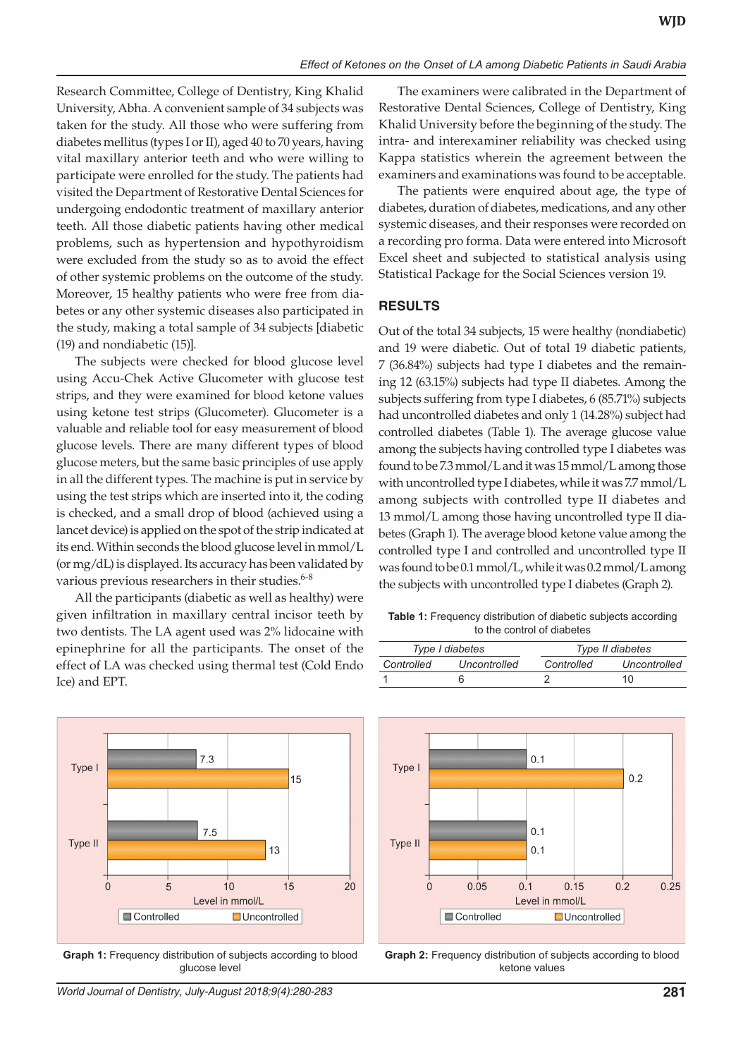Research Committee, College of Dentistry, King Khalid University, Abha. A convenient sample of 34 subjects was taken for the study. All those who were suffering from diabetes mellitus (types I or II), aged 40 to 70 years, having vital maxillary anterior teeth and who were willing to participate were enrolled for the study. The patients had visited the Department of Restorative Dental Sciences for undergoing endodontic treatment of maxillary anterior teeth. All those diabetic patients having other medical problems, such as hypertension and hypothyroidism were excluded from the study so as to avoid the effect of other systemic problems on the outcome of the study. Moreover, 15 healthy patients who were free from diabetes or any other systemic diseases also participated in the study, making a total sample of 34 subjects [diabetic (19) and nondiabetic (15)].

The subjects were checked for blood glucose level using Accu-Chek Active Glucometer with glucose test strips, and they were examined for blood ketone values using ketone test strips (Glucometer). Glucometer is a valuable and reliable tool for easy measurement of blood glucose levels. There are many different types of blood glucose meters, but the same basic principles of use apply in all the different types. The machine is put in service by using the test strips which are inserted into it, the coding is checked, and a small drop of blood (achieved using a lancet device) is applied on the spot of the strip indicated at its end. Within seconds the blood glucose level in mmol/L (or mg/dL) is displayed. Its accuracy has been validated by various previous researchers in their studies.[6-8]

All the participants (diabetic as well as healthy) were given infiltration in maxillary central incisor teeth by two dentists. The LA agent used was 2% lidocaine with epinephrine for all the participants. The onset of the effect of LA was checked using thermal test (Cold Endo Ice) and EPT.

The examiners were calibrated in the Department of Restorative Dental Sciences, College of Dentistry, King Khalid University before the beginning of the study. The intra- and interexaminer reliability was checked using Kappa statistics wherein the agreement between the examiners and examinations was found to be acceptable.

The patients were enquired about age, the type of diabetes, duration of diabetes, medications, and any other systemic diseases, and their responses were recorded on a recording pro forma. Data were entered into Microsoft Excel sheet and subjected to statistical analysis using Statistical Package for the Social Sciences version 19.

## RESULTS

Out of the total 34 subjects, 15 were healthy (nondiabetic) and 19 were diabetic. Out of total 19 diabetic patients, 7 (36.84%) subjects had type I diabetes and the remaining 12 (63.15%) subjects had type II diabetes. Among the subjects suffering from type I diabetes, 6 (85.71%) subjects had uncontrolled diabetes and only 1 (14.28%) subject had controlled diabetes (Table 1). The average glucose value among the subjects having controlled type I diabetes was found to be 7.3 mmol/L and it was 15 mmol/L among those with uncontrolled type I diabetes, while it was 7.7 mmol/L among subjects with controlled type II diabetes and 13 mmol/L among those having uncontrolled type II diabetes (Graph 1). The average blood ketone value among the controlled type I and controlled and uncontrolled type II was found to be 0.1 mmol/L, while it was 0.2 mmol/L among the subjects with uncontrolled type I diabetes (Graph 2).

**Table 1:** Frequency distribution of diabetic subjects according to the control of diabetes

| *Type I diabetes* | | *Type II diabetes* | |
|---|---|---|---|
| *Controlled* | *Uncontrolled* | *Controlled* | *Uncontrolled* |
| 1 | 6 | 2 | 10 |

**Graph 1:** Frequency distribution of subjects according to blood glucose level

**Graph 2:** Frequency distribution of subjects according to blood ketone values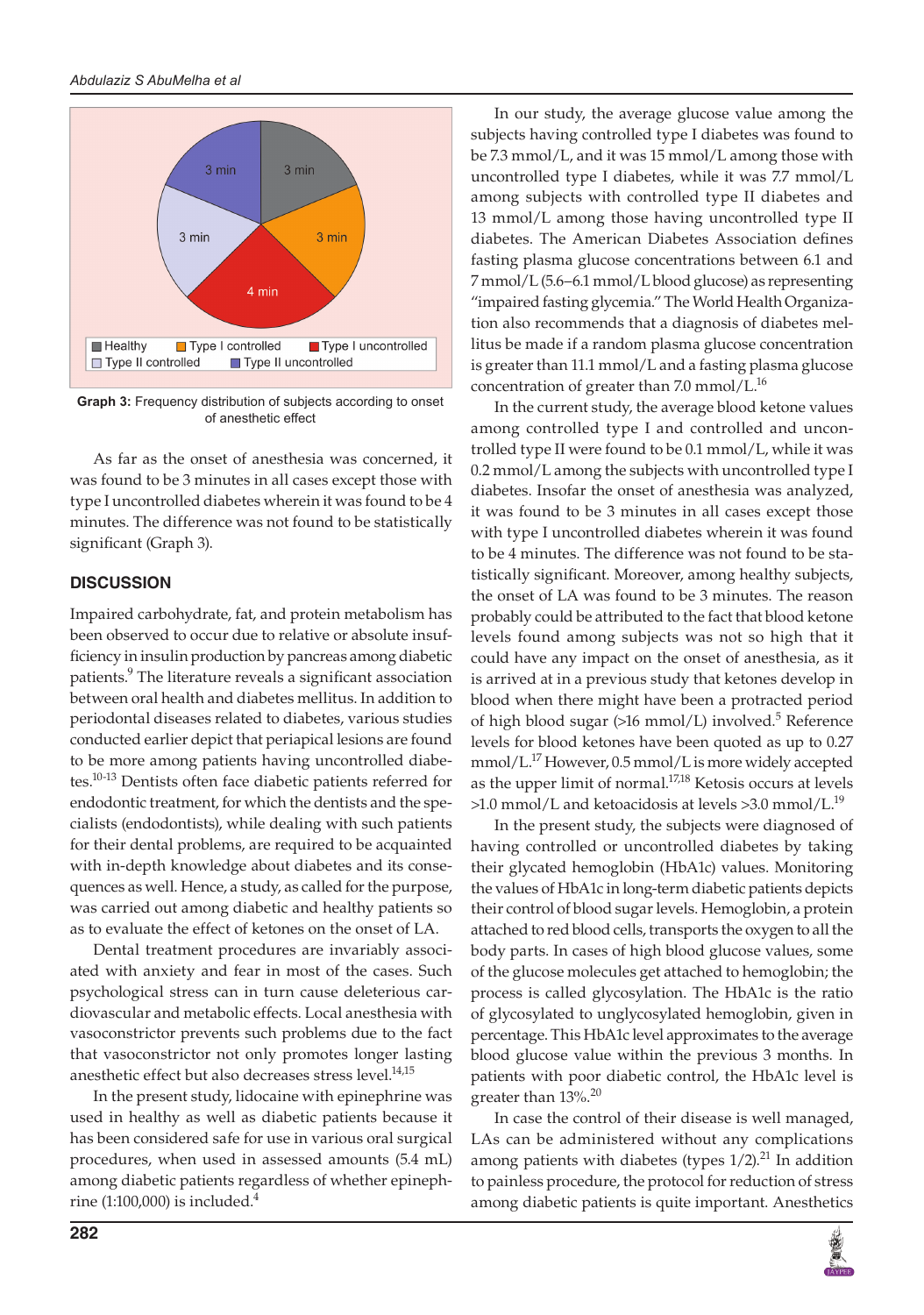Graph 3: Frequency distribution of subjects according to onset of anesthetic effect

As far as the onset of anesthesia was concerned, it was found to be 3 minutes in all cases except those with type I uncontrolled diabetes wherein it was found to be 4 minutes. The difference was not found to be statistically significant (Graph 3).

## DISCUSSION

Impaired carbohydrate, fat, and protein metabolism has been observed to occur due to relative or absolute insufficiency in insulin production by pancreas among diabetic patients.[9] The literature reveals a significant association between oral health and diabetes mellitus. In addition to periodontal diseases related to diabetes, various studies conducted earlier depict that periapical lesions are found to be more among patients having uncontrolled diabetes.[10-13] Dentists often face diabetic patients referred for endodontic treatment, for which the dentists and the specialists (endodontists), while dealing with such patients for their dental problems, are required to be acquainted with in-depth knowledge about diabetes and its consequences as well. Hence, a study, as called for the purpose, was carried out among diabetic and healthy patients so as to evaluate the effect of ketones on the onset of LA.

Dental treatment procedures are invariably associated with anxiety and fear in most of the cases. Such psychological stress can in turn cause deleterious cardiovascular and metabolic effects. Local anesthesia with vasoconstrictor prevents such problems due to the fact that vasoconstrictor not only promotes longer lasting anesthetic effect but also decreases stress level.[14,15]

In the present study, lidocaine with epinephrine was used in healthy as well as diabetic patients because it has been considered safe for use in various oral surgical procedures, when used in assessed amounts (5.4 mL) among diabetic patients regardless of whether epinephrine (1:100,000) is included.[4]

In our study, the average glucose value among the subjects having controlled type I diabetes was found to be 7.3 mmol/L, and it was 15 mmol/L among those with uncontrolled type I diabetes, while it was 7.7 mmol/L among subjects with controlled type II diabetes and 13 mmol/L among those having uncontrolled type II diabetes. The American Diabetes Association defines fasting plasma glucose concentrations between 6.1 and 7 mmol/L (5.6–6.1 mmol/L blood glucose) as representing "impaired fasting glycemia." The World Health Organization also recommends that a diagnosis of diabetes mellitus be made if a random plasma glucose concentration is greater than 11.1 mmol/L and a fasting plasma glucose concentration of greater than 7.0 mmol/L.[16]

In the current study, the average blood ketone values among controlled type I and controlled and uncontrolled type II were found to be 0.1 mmol/L, while it was 0.2 mmol/L among the subjects with uncontrolled type I diabetes. Insofar the onset of anesthesia was analyzed, it was found to be 3 minutes in all cases except those with type I uncontrolled diabetes wherein it was found to be 4 minutes. The difference was not found to be statistically significant. Moreover, among healthy subjects, the onset of LA was found to be 3 minutes. The reason probably could be attributed to the fact that blood ketone levels found among subjects was not so high that it could have any impact on the onset of anesthesia, as it is arrived at in a previous study that ketones develop in blood when there might have been a protracted period of high blood sugar (>16 mmol/L) involved.[5] Reference levels for blood ketones have been quoted as up to 0.27 mmol/L.[17] However, 0.5 mmol/L is more widely accepted as the upper limit of normal.[17,18] Ketosis occurs at levels >1.0 mmol/L and ketoacidosis at levels >3.0 mmol/L.[19]

In the present study, the subjects were diagnosed of having controlled or uncontrolled diabetes by taking their glycated hemoglobin (HbA1c) values. Monitoring the values of HbA1c in long-term diabetic patients depicts their control of blood sugar levels. Hemoglobin, a protein attached to red blood cells, transports the oxygen to all the body parts. In cases of high blood glucose values, some of the glucose molecules get attached to hemoglobin; the process is called glycosylation. The HbA1c is the ratio of glycosylated to unglycosylated hemoglobin, given in percentage. This HbA1c level approximates to the average blood glucose value within the previous 3 months. In patients with poor diabetic control, the HbA1c level is greater than 13%.[20]

In case the control of their disease is well managed, LAs can be administered without any complications among patients with diabetes (types 1/2).[21] In addition to painless procedure, the protocol for reduction of stress among diabetic patients is quite important. Anesthetics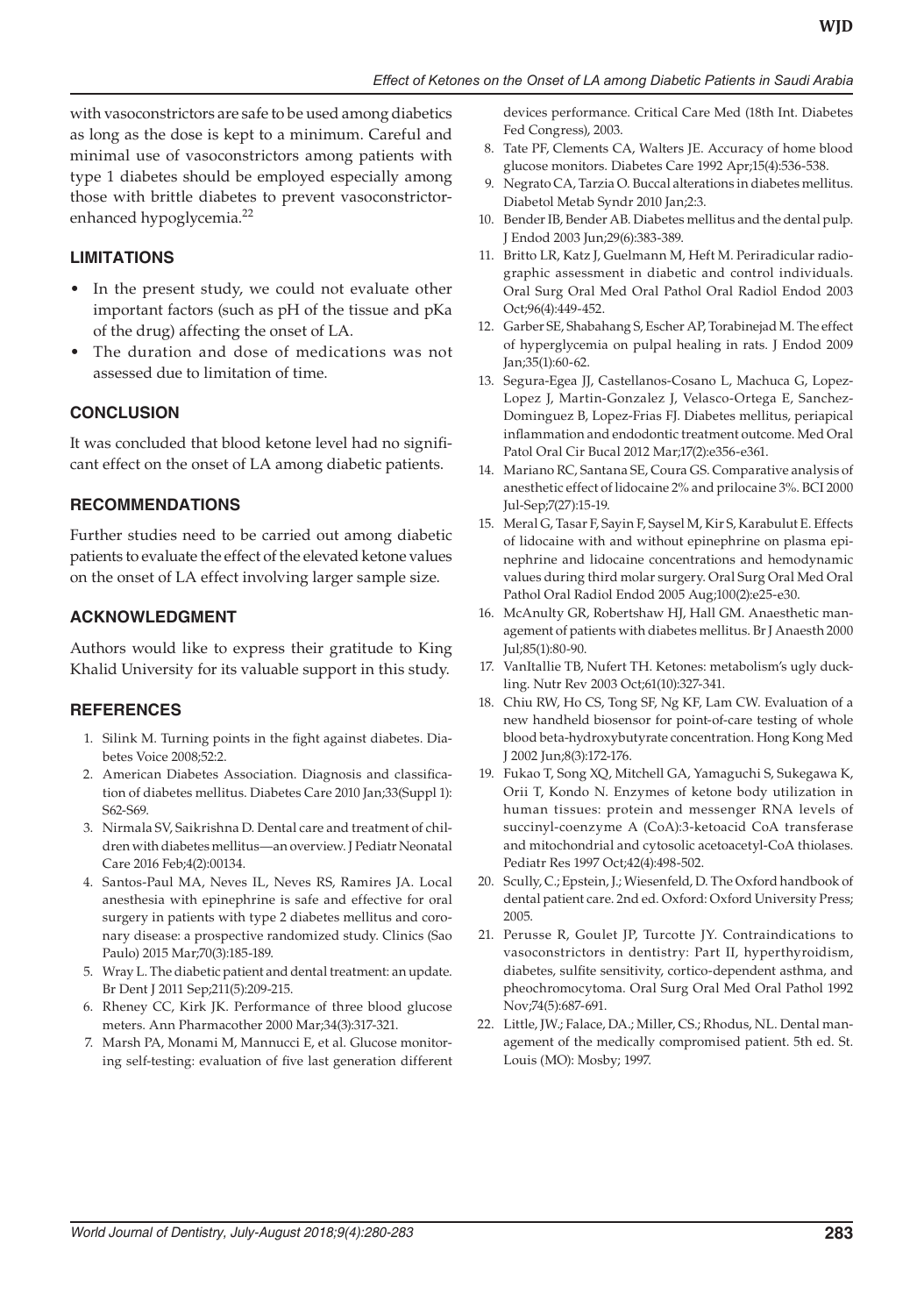with vasoconstrictors are safe to be used among diabetics as long as the dose is kept to a minimum. Careful and minimal use of vasoconstrictors among patients with type 1 diabetes should be employed especially among those with brittle diabetes to prevent vasoconstrictor-enhanced hypoglycemia.[22]

## LIMITATIONS

- In the present study, we could not evaluate other important factors (such as pH of the tissue and pKa of the drug) affecting the onset of LA.
- The duration and dose of medications was not assessed due to limitation of time.

## CONCLUSION

It was concluded that blood ketone level had no significant effect on the onset of LA among diabetic patients.

## RECOMMENDATIONS

Further studies need to be carried out among diabetic patients to evaluate the effect of the elevated ketone values on the onset of LA effect involving larger sample size.

## ACKNOWLEDGMENT

Authors would like to express their gratitude to King Khalid University for its valuable support in this study.

## REFERENCES

1. Silink M. Turning points in the fight against diabetes. Diabetes Voice 2008;52:2.
2. American Diabetes Association. Diagnosis and classification of diabetes mellitus. Diabetes Care 2010 Jan;33(Suppl 1): S62-S69.
3. Nirmala SV, Saikrishna D. Dental care and treatment of children with diabetes mellitus—an overview. J Pediatr Neonatal Care 2016 Feb;4(2):00134.
4. Santos-Paul MA, Neves IL, Neves RS, Ramires JA. Local anesthesia with epinephrine is safe and effective for oral surgery in patients with type 2 diabetes mellitus and coronary disease: a prospective randomized study. Clinics (Sao Paulo) 2015 Mar;70(3):185-189.
5. Wray L. The diabetic patient and dental treatment: an update. Br Dent J 2011 Sep;211(5):209-215.
6. Rheney CC, Kirk JK. Performance of three blood glucose meters. Ann Pharmacother 2000 Mar;34(3):317-321.
7. Marsh PA, Monami M, Mannucci E, et al. Glucose monitoring self-testing: evaluation of five last generation different devices performance. Critical Care Med (18th Int. Diabetes Fed Congress), 2003.
8. Tate PF, Clements CA, Walters JE. Accuracy of home blood glucose monitors. Diabetes Care 1992 Apr;15(4):536-538.
9. Negrato CA, Tarzia O. Buccal alterations in diabetes mellitus. Diabetol Metab Syndr 2010 Jan;2:3.
10. Bender IB, Bender AB. Diabetes mellitus and the dental pulp. J Endod 2003 Jun;29(6):383-389.
11. Britto LR, Katz J, Guelmann M, Heft M. Periradicular radiographic assessment in diabetic and control individuals. Oral Surg Oral Med Oral Pathol Oral Radiol Endod 2003 Oct;96(4):449-452.
12. Garber SE, Shabahang S, Escher AP, Torabinejad M. The effect of hyperglycemia on pulpal healing in rats. J Endod 2009 Jan;35(1):60-62.
13. Segura-Egea JJ, Castellanos-Cosano L, Machuca G, Lopez-Lopez J, Martin-Gonzalez J, Velasco-Ortega E, Sanchez-Dominguez B, Lopez-Frias FJ. Diabetes mellitus, periapical inflammation and endodontic treatment outcome. Med Oral Patol Oral Cir Bucal 2012 Mar;17(2):e356-e361.
14. Mariano RC, Santana SE, Coura GS. Comparative analysis of anesthetic effect of lidocaine 2% and prilocaine 3%. BCI 2000 Jul-Sep;7(27):15-19.
15. Meral G, Tasar F, Sayin F, Saysel M, Kir S, Karabulut E. Effects of lidocaine with and without epinephrine on plasma epinephrine and lidocaine concentrations and hemodynamic values during third molar surgery. Oral Surg Oral Med Oral Pathol Oral Radiol Endod 2005 Aug;100(2):e25-e30.
16. McAnulty GR, Robertshaw HJ, Hall GM. Anaesthetic management of patients with diabetes mellitus. Br J Anaesth 2000 Jul;85(1):80-90.
17. VanItallie TB, Nufert TH. Ketones: metabolism's ugly duckling. Nutr Rev 2003 Oct;61(10):327-341.
18. Chiu RW, Ho CS, Tong SF, Ng KF, Lam CW. Evaluation of a new handheld biosensor for point-of-care testing of whole blood beta-hydroxybutyrate concentration. Hong Kong Med J 2002 Jun;8(3):172-176.
19. Fukao T, Song XQ, Mitchell GA, Yamaguchi S, Sukegawa K, Orii T, Kondo N. Enzymes of ketone body utilization in human tissues: protein and messenger RNA levels of succinyl-coenzyme A (CoA):3-ketoacid CoA transferase and mitochondrial and cytosolic acetoacetyl-CoA thiolases. Pediatr Res 1997 Oct;42(4):498-502.
20. Scully, C.; Epstein, J.; Wiesenfeld, D. The Oxford handbook of dental patient care. 2nd ed. Oxford: Oxford University Press; 2005.
21. Perusse R, Goulet JP, Turcotte JY. Contraindications to vasoconstrictors in dentistry: Part II, hyperthyroidism, diabetes, sulfite sensitivity, cortico-dependent asthma, and pheochromocytoma. Oral Surg Oral Med Oral Pathol 1992 Nov;74(5):687-691.
22. Little, JW.; Falace, DA.; Miller, CS.; Rhodus, NL. Dental management of the medically compromised patient. 5th ed. St. Louis (MO): Mosby; 1997.